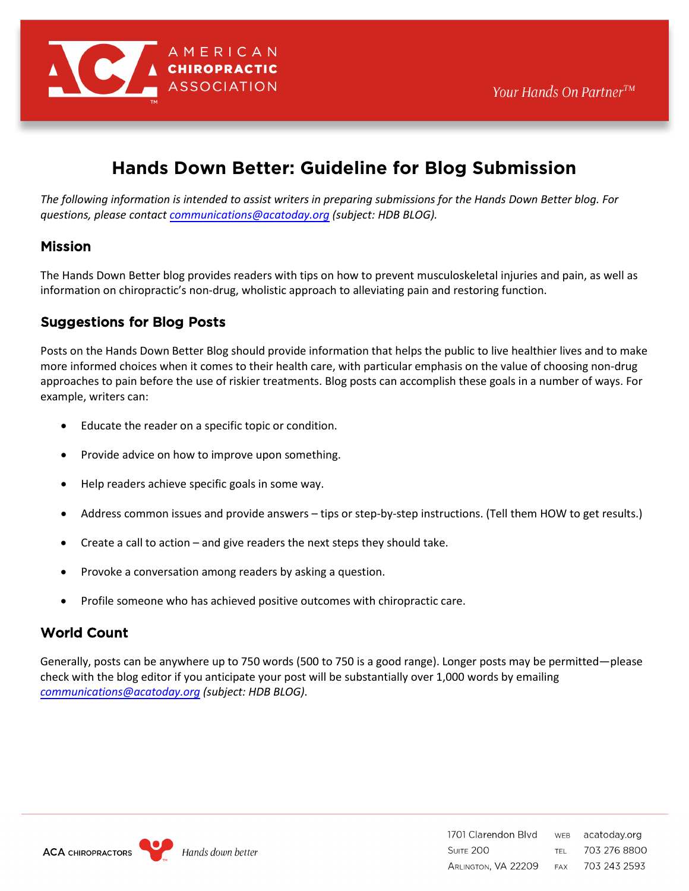# Hands Down Better: Guideline for Blog Submission

*The following information is intended to assist writers in preparing submissions for the Hands Down Better blog. For questions, please contact communications@acatoday.org (subject: HDB BLOG).*

## Mission

The Hands Down Better blog provides readers with tips on how to prevent musculoskeletal injuries and pain, as well as information on chiropractic's non-drug, wholistic approach to alleviating pain and restoring function.

## Suggestions for Blog Posts

Posts on the Hands Down Better Blog should provide information that helps the public to live healthier lives and to make more informed choices when it comes to their health care, with particular emphasis on the value of choosing non-drug approaches to pain before the use of riskier treatments. Blog posts can accomplish these goals in a number of ways. For example, writers can:

- Educate the reader on a specific topic or condition.
- Provide advice on how to improve upon something.
- Help readers achieve specific goals in some way.
- Address common issues and provide answers – tips or step-by-step instructions. (Tell them HOW to get results.)
- Create a call to action – and give readers the next steps they should take.
- Provoke a conversation among readers by asking a question.
- Profile someone who has achieved positive outcomes with chiropractic care.

## World Count

Generally, posts can be anywhere up to 750 words (500 to 750 is a good range). Longer posts may be permitted—please check with the blog editor if you anticipate your post will be substantially over 1,000 words by emailing *communications@acatoday.org (subject: HDB BLOG)*.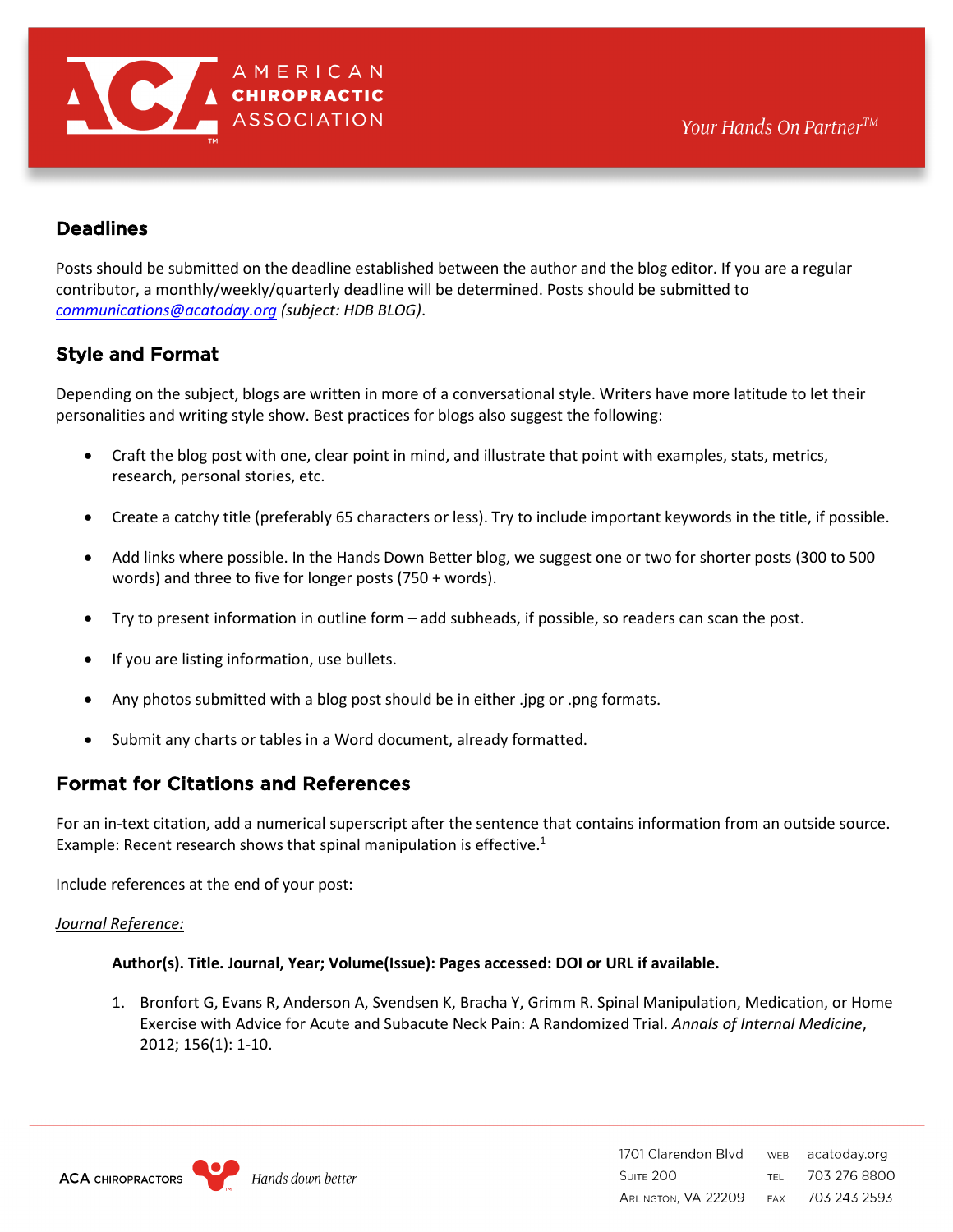## Deadlines

Posts should be submitted on the deadline established between the author and the blog editor. If you are a regular contributor, a monthly/weekly/quarterly deadline will be determined. Posts should be submitted to *communications@acatoday.org (subject: HDB BLOG)*.

## Style and Format

Depending on the subject, blogs are written in more of a conversational style. Writers have more latitude to let their personalities and writing style show. Best practices for blogs also suggest the following:

- Craft the blog post with one, clear point in mind, and illustrate that point with examples, stats, metrics, research, personal stories, etc.
- Create a catchy title (preferably 65 characters or less). Try to include important keywords in the title, if possible.
- Add links where possible. In the Hands Down Better blog, we suggest one or two for shorter posts (300 to 500 words) and three to five for longer posts (750 + words).
- Try to present information in outline form – add subheads, if possible, so readers can scan the post.
- If you are listing information, use bullets.
- Any photos submitted with a blog post should be in either .jpg or .png formats.
- Submit any charts or tables in a Word document, already formatted.

## Format for Citations and References

For an in-text citation, add a numerical superscript after the sentence that contains information from an outside source. Example: Recent research shows that spinal manipulation is effective.[1]

Include references at the end of your post:

*Journal Reference:*

**Author(s). Title. Journal, Year; Volume(Issue): Pages accessed: DOI or URL if available.**

1. Bronfort G, Evans R, Anderson A, Svendsen K, Bracha Y, Grimm R. Spinal Manipulation, Medication, or Home Exercise with Advice for Acute and Subacute Neck Pain: A Randomized Trial. *Annals of Internal Medicine*, 2012; 156(1): 1-10.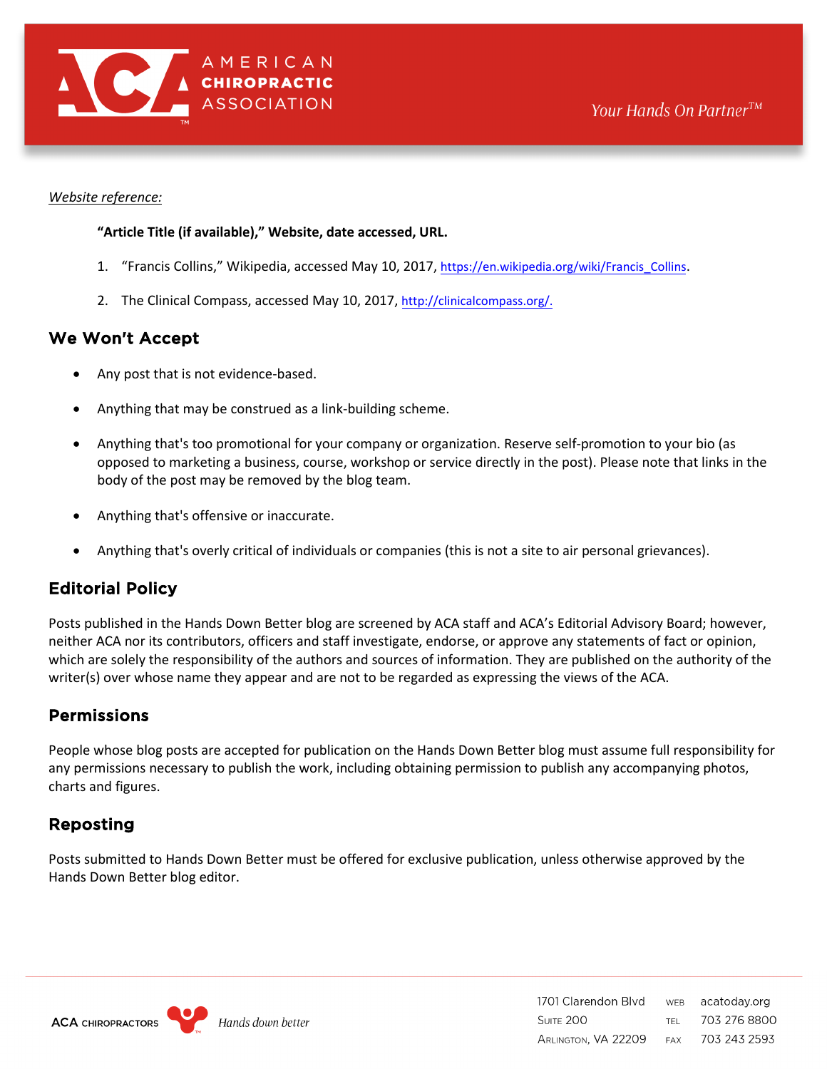*Website reference:*

**"Article Title (if available)," Website, date accessed, URL.**

1. "Francis Collins," Wikipedia, accessed May 10, 2017, https://en.wikipedia.org/wiki/Francis_Collins.
2. The Clinical Compass, accessed May 10, 2017, http://clinicalcompass.org/.

## We Won't Accept

- Any post that is not evidence-based.
- Anything that may be construed as a link-building scheme.
- Anything that's too promotional for your company or organization. Reserve self-promotion to your bio (as opposed to marketing a business, course, workshop or service directly in the post). Please note that links in the body of the post may be removed by the blog team.
- Anything that's offensive or inaccurate.
- Anything that's overly critical of individuals or companies (this is not a site to air personal grievances).

## Editorial Policy

Posts published in the Hands Down Better blog are screened by ACA staff and ACA's Editorial Advisory Board; however, neither ACA nor its contributors, officers and staff investigate, endorse, or approve any statements of fact or opinion, which are solely the responsibility of the authors and sources of information. They are published on the authority of the writer(s) over whose name they appear and are not to be regarded as expressing the views of the ACA.

## Permissions

People whose blog posts are accepted for publication on the Hands Down Better blog must assume full responsibility for any permissions necessary to publish the work, including obtaining permission to publish any accompanying photos, charts and figures.

## Reposting

Posts submitted to Hands Down Better must be offered for exclusive publication, unless otherwise approved by the Hands Down Better blog editor.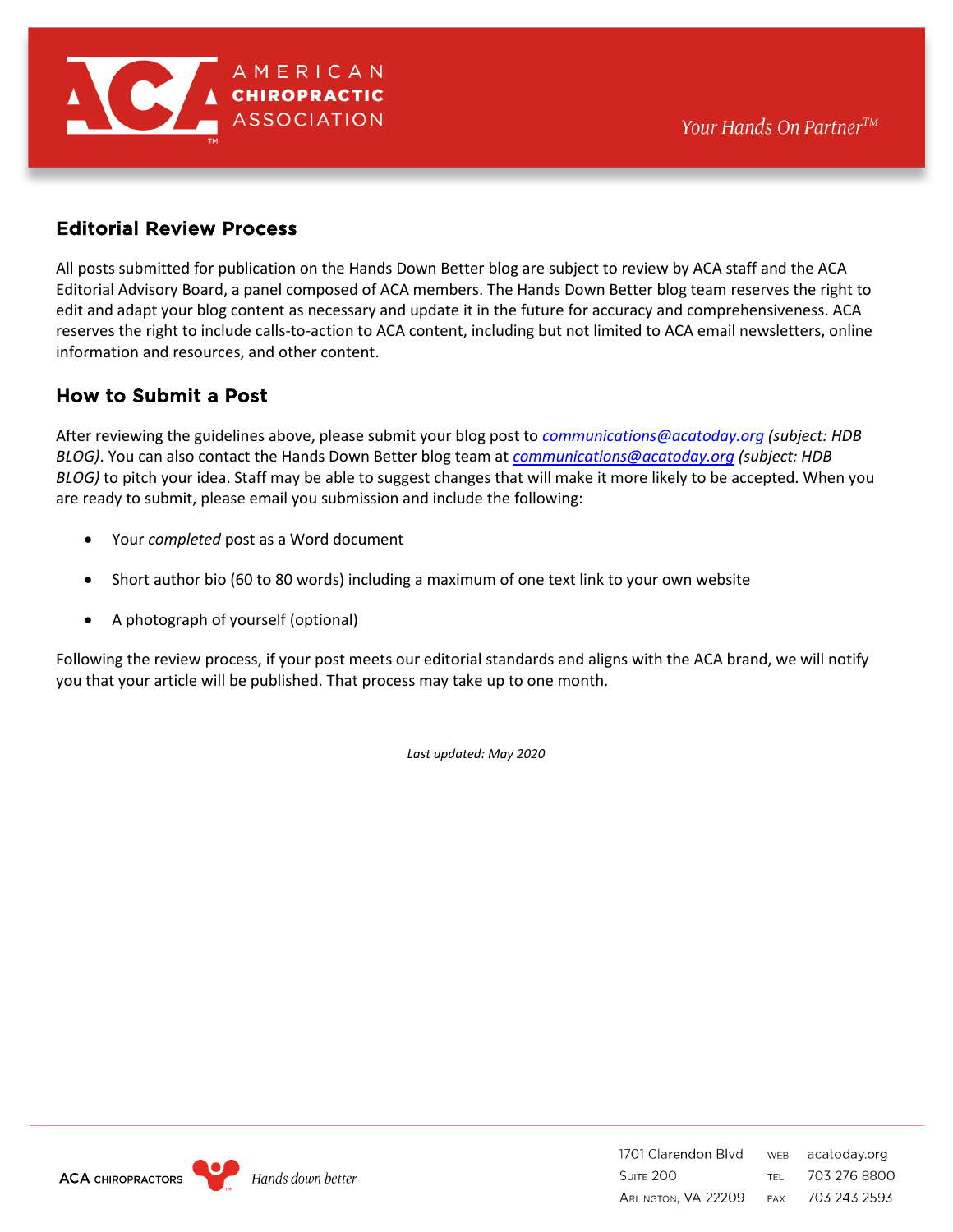## Editorial Review Process

All posts submitted for publication on the Hands Down Better blog are subject to review by ACA staff and the ACA Editorial Advisory Board, a panel composed of ACA members. The Hands Down Better blog team reserves the right to edit and adapt your blog content as necessary and update it in the future for accuracy and comprehensiveness. ACA reserves the right to include calls-to-action to ACA content, including but not limited to ACA email newsletters, online information and resources, and other content.

## How to Submit a Post

After reviewing the guidelines above, please submit your blog post to *communications@acatoday.org (subject: HDB BLOG)*. You can also contact the Hands Down Better blog team at *communications@acatoday.org (subject: HDB BLOG)* to pitch your idea. Staff may be able to suggest changes that will make it more likely to be accepted. When you are ready to submit, please email you submission and include the following:

- Your *completed* post as a Word document
- Short author bio (60 to 80 words) including a maximum of one text link to your own website
- A photograph of yourself (optional)

Following the review process, if your post meets our editorial standards and aligns with the ACA brand, we will notify you that your article will be published. That process may take up to one month.

*Last updated: May 2020*